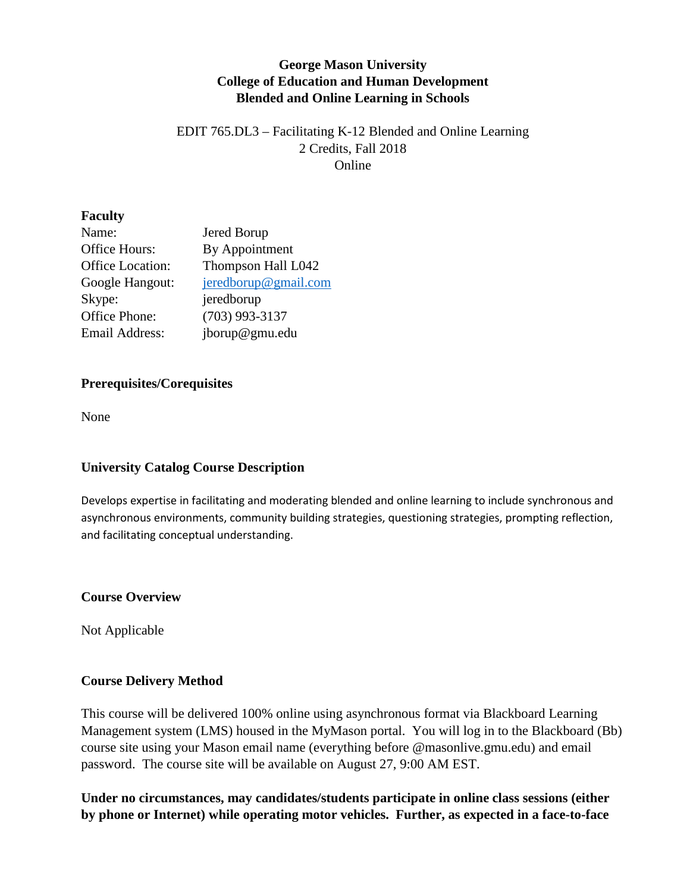**George Mason University**
**College of Education and Human Development**
**Blended and Online Learning in Schools**

EDIT 765.DL3 – Facilitating K-12 Blended and Online Learning
2 Credits, Fall 2018
Online

## Faculty

| | |
|---|---|
| Name: | Jered Borup |
| Office Hours: | By Appointment |
| Office Location: | Thompson Hall L042 |
| Google Hangout: | jeredborup@gmail.com |
| Skype: | jeredborup |
| Office Phone: | (703) 993-3137 |
| Email Address: | jborup@gmu.edu |

## Prerequisites/Corequisites

None

## University Catalog Course Description

Develops expertise in facilitating and moderating blended and online learning to include synchronous and asynchronous environments, community building strategies, questioning strategies, prompting reflection, and facilitating conceptual understanding.

## Course Overview

Not Applicable

## Course Delivery Method

This course will be delivered 100% online using asynchronous format via Blackboard Learning Management system (LMS) housed in the MyMason portal. You will log in to the Blackboard (Bb) course site using your Mason email name (everything before @masonlive.gmu.edu) and email password. The course site will be available on August 27, 9:00 AM EST.

**Under no circumstances, may candidates/students participate in online class sessions (either by phone or Internet) while operating motor vehicles. Further, as expected in a face-to-face**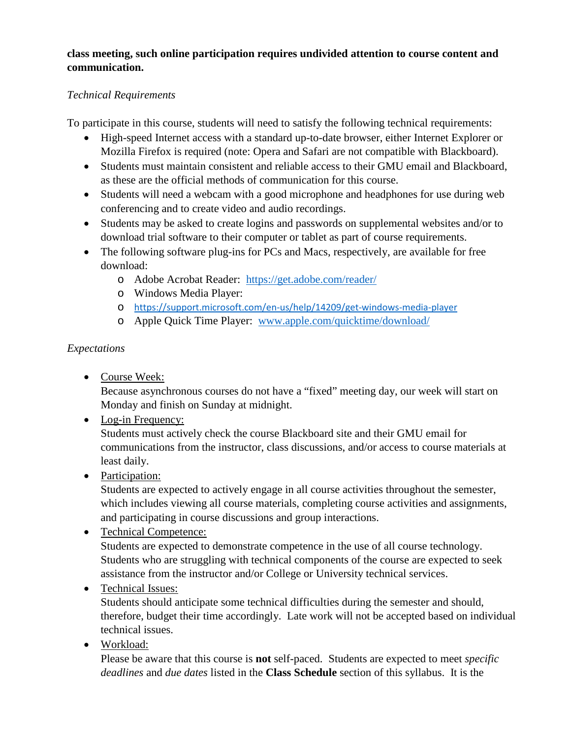**class meeting, such online participation requires undivided attention to course content and communication.**

*Technical Requirements*

To participate in this course, students will need to satisfy the following technical requirements:

- High-speed Internet access with a standard up-to-date browser, either Internet Explorer or Mozilla Firefox is required (note: Opera and Safari are not compatible with Blackboard).
- Students must maintain consistent and reliable access to their GMU email and Blackboard, as these are the official methods of communication for this course.
- Students will need a webcam with a good microphone and headphones for use during web conferencing and to create video and audio recordings.
- Students may be asked to create logins and passwords on supplemental websites and/or to download trial software to their computer or tablet as part of course requirements.
- The following software plug-ins for PCs and Macs, respectively, are available for free download:
    - Adobe Acrobat Reader: [https://get.adobe.com/reader/](https://get.adobe.com/reader/)
    - Windows Media Player:
    - [https://support.microsoft.com/en-us/help/14209/get-windows-media-player](https://support.microsoft.com/en-us/help/14209/get-windows-media-player)
    - Apple Quick Time Player: [www.apple.com/quicktime/download/](www.apple.com/quicktime/download/)

*Expectations*

- Course Week:
  Because asynchronous courses do not have a "fixed" meeting day, our week will start on Monday and finish on Sunday at midnight.
- Log-in Frequency:
  Students must actively check the course Blackboard site and their GMU email for communications from the instructor, class discussions, and/or access to course materials at least daily.
- Participation:
  Students are expected to actively engage in all course activities throughout the semester, which includes viewing all course materials, completing course activities and assignments, and participating in course discussions and group interactions.
- Technical Competence:
  Students are expected to demonstrate competence in the use of all course technology. Students who are struggling with technical components of the course are expected to seek assistance from the instructor and/or College or University technical services.
- Technical Issues:
  Students should anticipate some technical difficulties during the semester and should, therefore, budget their time accordingly. Late work will not be accepted based on individual technical issues.
- Workload:
  Please be aware that this course is **not** self-paced. Students are expected to meet *specific deadlines* and *due dates* listed in the **Class Schedule** section of this syllabus. It is the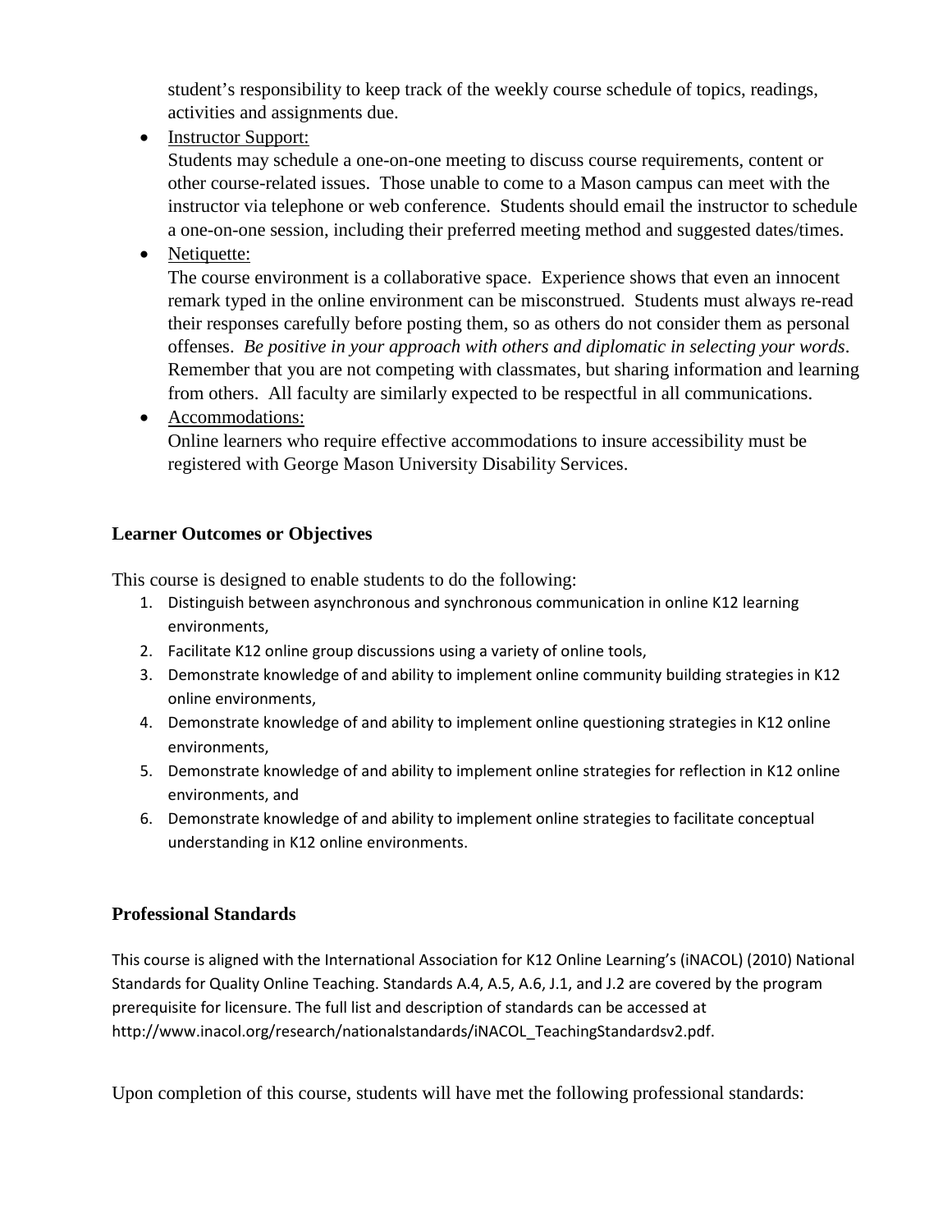student's responsibility to keep track of the weekly course schedule of topics, readings, activities and assignments due.

- Instructor Support:
  Students may schedule a one-on-one meeting to discuss course requirements, content or other course-related issues. Those unable to come to a Mason campus can meet with the instructor via telephone or web conference. Students should email the instructor to schedule a one-on-one session, including their preferred meeting method and suggested dates/times.
- Netiquette:
  The course environment is a collaborative space. Experience shows that even an innocent remark typed in the online environment can be misconstrued. Students must always re-read their responses carefully before posting them, so as others do not consider them as personal offenses. *Be positive in your approach with others and diplomatic in selecting your words*. Remember that you are not competing with classmates, but sharing information and learning from others. All faculty are similarly expected to be respectful in all communications.
- Accommodations:
  Online learners who require effective accommodations to insure accessibility must be registered with George Mason University Disability Services.

## Learner Outcomes or Objectives

This course is designed to enable students to do the following:

1. Distinguish between asynchronous and synchronous communication in online K12 learning environments,
2. Facilitate K12 online group discussions using a variety of online tools,
3. Demonstrate knowledge of and ability to implement online community building strategies in K12 online environments,
4. Demonstrate knowledge of and ability to implement online questioning strategies in K12 online environments,
5. Demonstrate knowledge of and ability to implement online strategies for reflection in K12 online environments, and
6. Demonstrate knowledge of and ability to implement online strategies to facilitate conceptual understanding in K12 online environments.

## Professional Standards

This course is aligned with the International Association for K12 Online Learning's (iNACOL) (2010) National Standards for Quality Online Teaching. Standards A.4, A.5, A.6, J.1, and J.2 are covered by the program prerequisite for licensure. The full list and description of standards can be accessed at http://www.inacol.org/research/nationalstandards/iNACOL_TeachingStandardsv2.pdf.

Upon completion of this course, students will have met the following professional standards: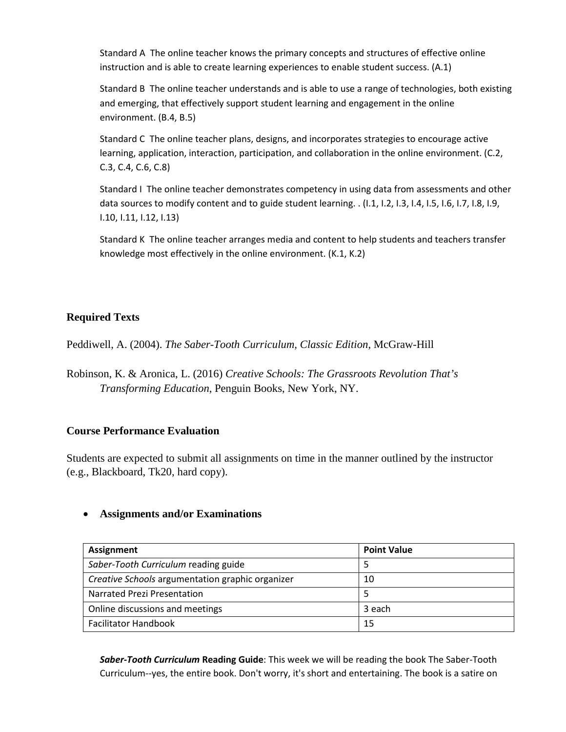Standard A The online teacher knows the primary concepts and structures of effective online instruction and is able to create learning experiences to enable student success. (A.1)

Standard B The online teacher understands and is able to use a range of technologies, both existing and emerging, that effectively support student learning and engagement in the online environment. (B.4, B.5)

Standard C The online teacher plans, designs, and incorporates strategies to encourage active learning, application, interaction, participation, and collaboration in the online environment. (C.2, C.3, C.4, C.6, C.8)

Standard I The online teacher demonstrates competency in using data from assessments and other data sources to modify content and to guide student learning. . (I.1, I.2, I.3, I.4, I.5, I.6, I.7, I.8, I.9, I.10, I.11, I.12, I.13)

Standard K The online teacher arranges media and content to help students and teachers transfer knowledge most effectively in the online environment. (K.1, K.2)

## Required Texts

Peddiwell, A. (2004). *The Saber-Tooth Curriculum, Classic Edition*, McGraw-Hill

Robinson, K. & Aronica, L. (2016) *Creative Schools: The Grassroots Revolution That's Transforming Education*, Penguin Books, New York, NY.

## Course Performance Evaluation

Students are expected to submit all assignments on time in the manner outlined by the instructor (e.g., Blackboard, Tk20, hard copy).

- **Assignments and/or Examinations**

| Assignment | Point Value |
|---|---|
| *Saber-Tooth Curriculum* reading guide | 5 |
| *Creative Schools* argumentation graphic organizer | 10 |
| Narrated Prezi Presentation | 5 |
| Online discussions and meetings | 3 each |
| Facilitator Handbook | 15 |

***Saber-Tooth Curriculum* Reading Guide**: This week we will be reading the book The Saber-Tooth Curriculum--yes, the entire book. Don't worry, it's short and entertaining. The book is a satire on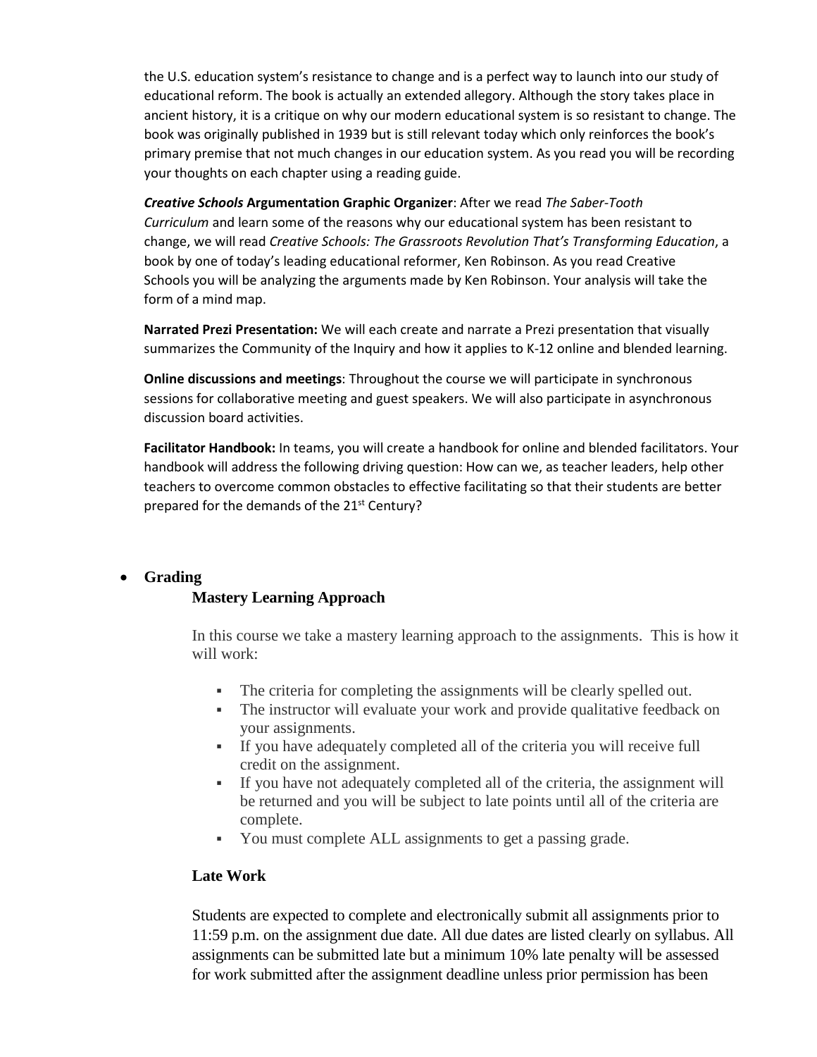the U.S. education system's resistance to change and is a perfect way to launch into our study of educational reform. The book is actually an extended allegory. Although the story takes place in ancient history, it is a critique on why our modern educational system is so resistant to change. The book was originally published in 1939 but is still relevant today which only reinforces the book's primary premise that not much changes in our education system. As you read you will be recording your thoughts on each chapter using a reading guide.

***Creative Schools* Argumentation Graphic Organizer**: After we read *The Saber-Tooth Curriculum* and learn some of the reasons why our educational system has been resistant to change, we will read *Creative Schools: The Grassroots Revolution That's Transforming Education*, a book by one of today's leading educational reformer, Ken Robinson. As you read Creative Schools you will be analyzing the arguments made by Ken Robinson. Your analysis will take the form of a mind map.

**Narrated Prezi Presentation:** We will each create and narrate a Prezi presentation that visually summarizes the Community of the Inquiry and how it applies to K-12 online and blended learning.

**Online discussions and meetings**: Throughout the course we will participate in synchronous sessions for collaborative meeting and guest speakers. We will also participate in asynchronous discussion board activities.

**Facilitator Handbook:** In teams, you will create a handbook for online and blended facilitators. Your handbook will address the following driving question: How can we, as teacher leaders, help other teachers to overcome common obstacles to effective facilitating so that their students are better prepared for the demands of the 21st Century?

- **Grading**

### Mastery Learning Approach

In this course we take a mastery learning approach to the assignments. This is how it will work:

- The criteria for completing the assignments will be clearly spelled out.
- The instructor will evaluate your work and provide qualitative feedback on your assignments.
- If you have adequately completed all of the criteria you will receive full credit on the assignment.
- If you have not adequately completed all of the criteria, the assignment will be returned and you will be subject to late points until all of the criteria are complete.
- You must complete ALL assignments to get a passing grade.

### Late Work

Students are expected to complete and electronically submit all assignments prior to 11:59 p.m. on the assignment due date. All due dates are listed clearly on syllabus. All assignments can be submitted late but a minimum 10% late penalty will be assessed for work submitted after the assignment deadline unless prior permission has been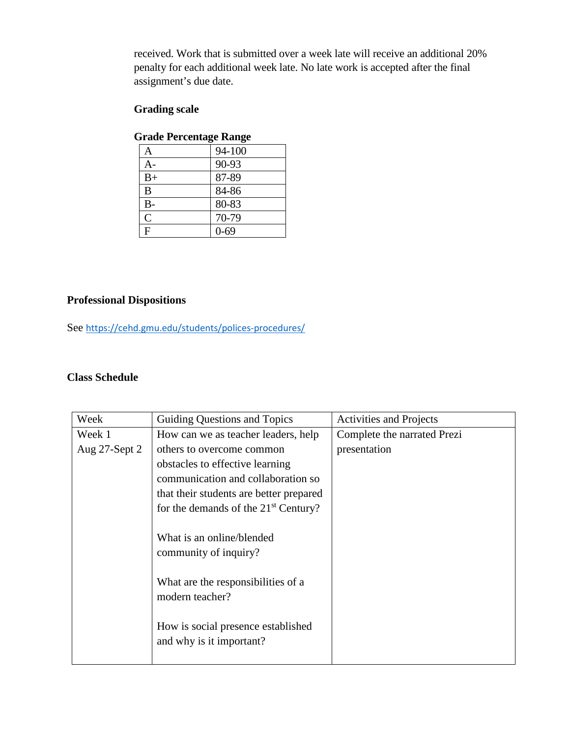received. Work that is submitted over a week late will receive an additional 20% penalty for each additional week late. No late work is accepted after the final assignment's due date.

**Grading scale**

**Grade Percentage Range**

| | |
|---|---|
| A | 94-100 |
| A- | 90-93 |
| B+ | 87-89 |
| B | 84-86 |
| B- | 80-83 |
| C | 70-79 |
| F | 0-69 |

## Professional Dispositions

See https://cehd.gmu.edu/students/polices-procedures/

## Class Schedule

| Week | Guiding Questions and Topics | Activities and Projects |
|---|---|---|
| Week 1<br>Aug 27-Sept 2 | How can we as teacher leaders, help others to overcome common obstacles to effective learning communication and collaboration so that their students are better prepared for the demands of the 21st Century?<br><br>What is an online/blended community of inquiry?<br><br>What are the responsibilities of a modern teacher?<br><br>How is social presence established and why is it important? | Complete the narrated Prezi presentation |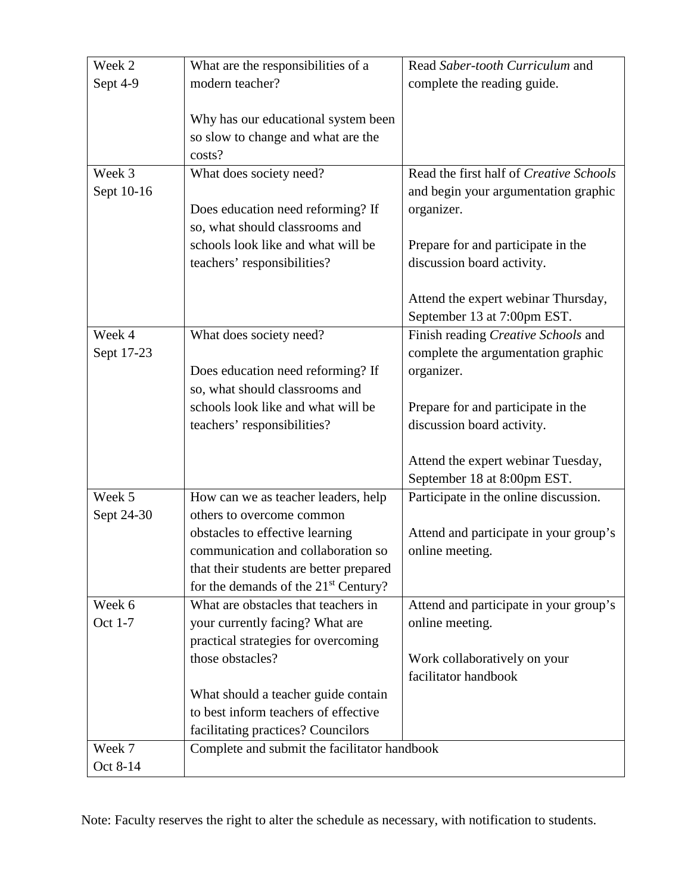| Week 2<br>Sept 4-9 | What are the responsibilities of a modern teacher?<br><br>Why has our educational system been so slow to change and what are the costs? | Read *Saber-tooth Curriculum* and complete the reading guide. |
|---|---|---|
| Week 3<br>Sept 10-16 | What does society need?<br><br>Does education need reforming? If so, what should classrooms and schools look like and what will be teachers' responsibilities? | Read the first half of *Creative Schools* and begin your argumentation graphic organizer.<br><br>Prepare for and participate in the discussion board activity.<br><br>Attend the expert webinar Thursday, September 13 at 7:00pm EST. |
| Week 4<br>Sept 17-23 | What does society need?<br><br>Does education need reforming? If so, what should classrooms and schools look like and what will be teachers' responsibilities? | Finish reading *Creative Schools* and complete the argumentation graphic organizer.<br><br>Prepare for and participate in the discussion board activity.<br><br>Attend the expert webinar Tuesday, September 18 at 8:00pm EST. |
| Week 5<br>Sept 24-30 | How can we as teacher leaders, help others to overcome common obstacles to effective learning communication and collaboration so that their students are better prepared for the demands of the 21st Century? | Participate in the online discussion.<br><br>Attend and participate in your group's online meeting. |
| Week 6<br>Oct 1-7 | What are obstacles that teachers in your currently facing? What are practical strategies for overcoming those obstacles?<br><br>What should a teacher guide contain to best inform teachers of effective facilitating practices? Councilors | Attend and participate in your group's online meeting.<br><br>Work collaboratively on your facilitator handbook |
| Week 7<br>Oct 8-14 | Complete and submit the facilitator handbook | |

Note: Faculty reserves the right to alter the schedule as necessary, with notification to students.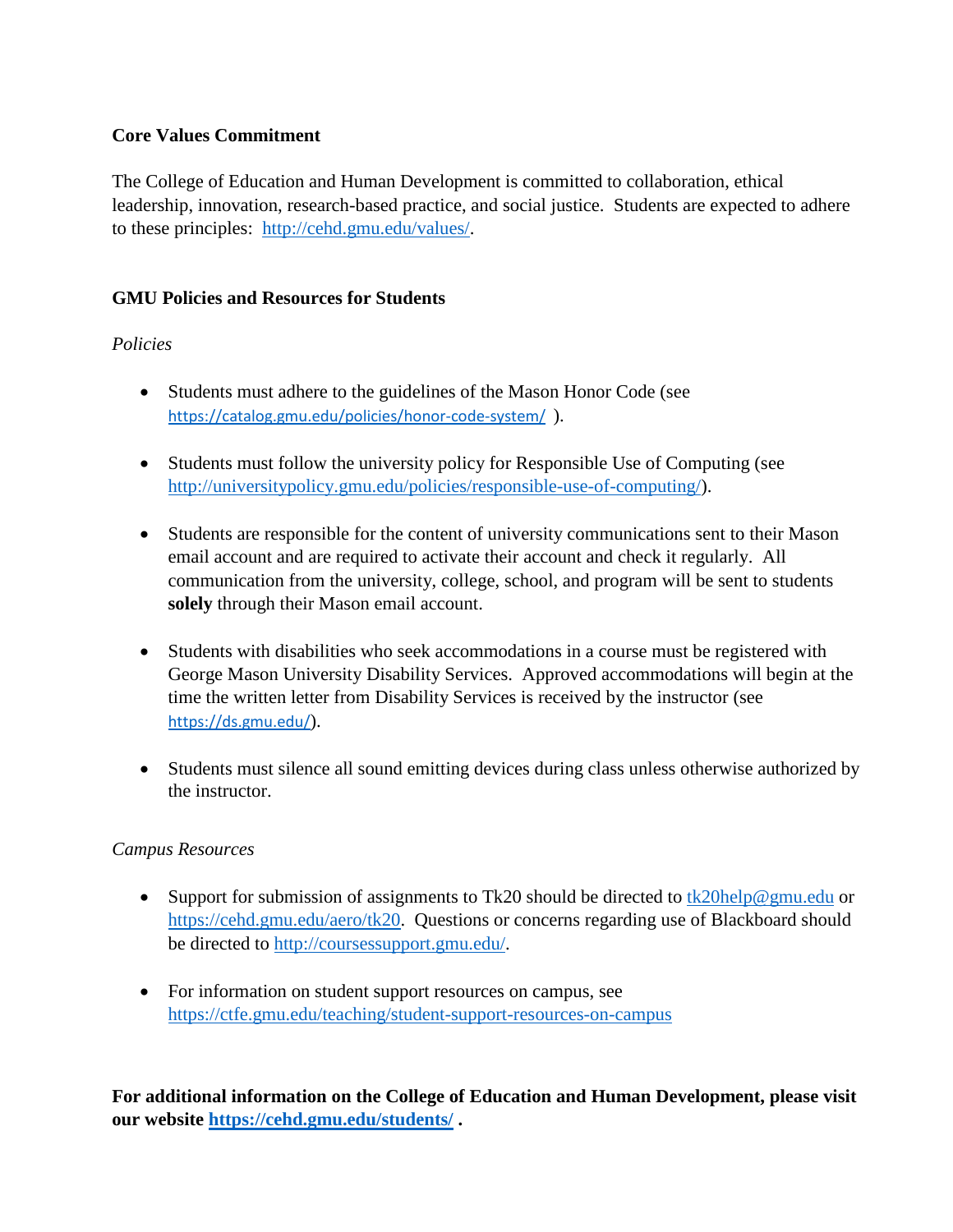**Core Values Commitment**

The College of Education and Human Development is committed to collaboration, ethical leadership, innovation, research-based practice, and social justice. Students are expected to adhere to these principles: http://cehd.gmu.edu/values/.

**GMU Policies and Resources for Students**

*Policies*

- Students must adhere to the guidelines of the Mason Honor Code (see https://catalog.gmu.edu/policies/honor-code-system/ ).
- Students must follow the university policy for Responsible Use of Computing (see http://universitypolicy.gmu.edu/policies/responsible-use-of-computing/).
- Students are responsible for the content of university communications sent to their Mason email account and are required to activate their account and check it regularly. All communication from the university, college, school, and program will be sent to students **solely** through their Mason email account.
- Students with disabilities who seek accommodations in a course must be registered with George Mason University Disability Services. Approved accommodations will begin at the time the written letter from Disability Services is received by the instructor (see https://ds.gmu.edu/).
- Students must silence all sound emitting devices during class unless otherwise authorized by the instructor.

*Campus Resources*

- Support for submission of assignments to Tk20 should be directed to tk20help@gmu.edu or https://cehd.gmu.edu/aero/tk20. Questions or concerns regarding use of Blackboard should be directed to http://coursessupport.gmu.edu/.
- For information on student support resources on campus, see https://ctfe.gmu.edu/teaching/student-support-resources-on-campus

**For additional information on the College of Education and Human Development, please visit our website https://cehd.gmu.edu/students/ .**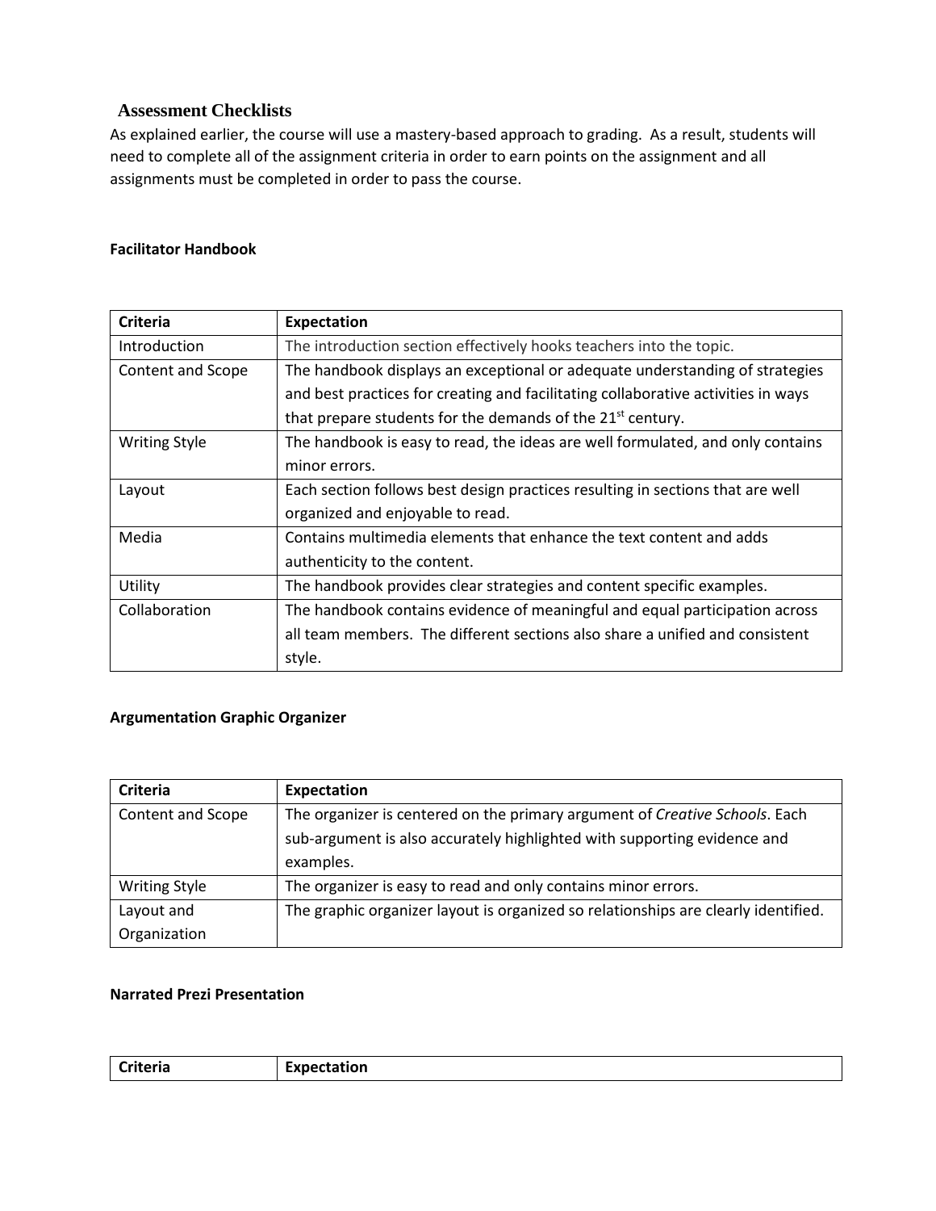## Assessment Checklists

As explained earlier, the course will use a mastery-based approach to grading. As a result, students will need to complete all of the assignment criteria in order to earn points on the assignment and all assignments must be completed in order to pass the course.

**Facilitator Handbook**

| Criteria | Expectation |
| --- | --- |
| Introduction | The introduction section effectively hooks teachers into the topic. |
| Content and Scope | The handbook displays an exceptional or adequate understanding of strategies and best practices for creating and facilitating collaborative activities in ways that prepare students for the demands of the 21st century. |
| Writing Style | The handbook is easy to read, the ideas are well formulated, and only contains minor errors. |
| Layout | Each section follows best design practices resulting in sections that are well organized and enjoyable to read. |
| Media | Contains multimedia elements that enhance the text content and adds authenticity to the content. |
| Utility | The handbook provides clear strategies and content specific examples. |
| Collaboration | The handbook contains evidence of meaningful and equal participation across all team members. The different sections also share a unified and consistent style. |

**Argumentation Graphic Organizer**

| Criteria | Expectation |
| --- | --- |
| Content and Scope | The organizer is centered on the primary argument of *Creative Schools*. Each sub-argument is also accurately highlighted with supporting evidence and examples. |
| Writing Style | The organizer is easy to read and only contains minor errors. |
| Layout and Organization | The graphic organizer layout is organized so relationships are clearly identified. |

**Narrated Prezi Presentation**

| Criteria | Expectation |
| --- | --- |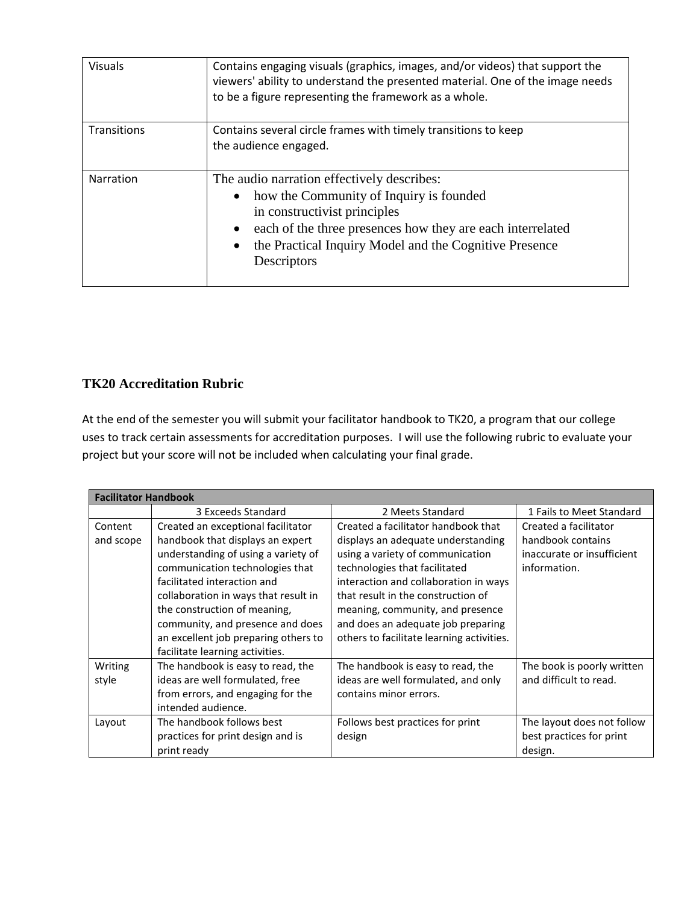| | |
|---|---|
| Visuals | Contains engaging visuals (graphics, images, and/or videos) that support the viewers' ability to understand the presented material. One of the image needs to be a figure representing the framework as a whole. |
| Transitions | Contains several circle frames with timely transitions to keep the audience engaged. |
| Narration | The audio narration effectively describes:<br>• how the Community of Inquiry is founded in constructivist principles<br>• each of the three presences how they are each interrelated<br>• the Practical Inquiry Model and the Cognitive Presence Descriptors |

## TK20 Accreditation Rubric

At the end of the semester you will submit your facilitator handbook to TK20, a program that our college uses to track certain assessments for accreditation purposes. I will use the following rubric to evaluate your project but your score will not be included when calculating your final grade.

| Facilitator Handbook | | | |
|---|---|---|---|
| | 3 Exceeds Standard | 2 Meets Standard | 1 Fails to Meet Standard |
| Content and scope | Created an exceptional facilitator handbook that displays an expert understanding of using a variety of communication technologies that facilitated interaction and collaboration in ways that result in the construction of meaning, community, and presence and does an excellent job preparing others to facilitate learning activities. | Created a facilitator handbook that displays an adequate understanding using a variety of communication technologies that facilitated interaction and collaboration in ways that result in the construction of meaning, community, and presence and does an adequate job preparing others to facilitate learning activities. | Created a facilitator handbook contains inaccurate or insufficient information. |
| Writing style | The handbook is easy to read, the ideas are well formulated, free from errors, and engaging for the intended audience. | The handbook is easy to read, the ideas are well formulated, and only contains minor errors. | The book is poorly written and difficult to read. |
| Layout | The handbook follows best practices for print design and is print ready | Follows best practices for print design | The layout does not follow best practices for print design. |